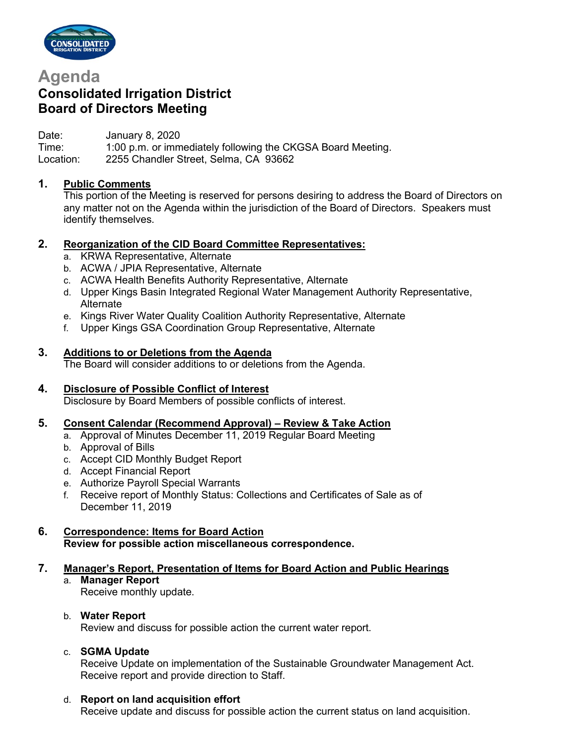# Agenda

## Consolidated Irrigation District
## Board of Directors Meeting

Date: January 8, 2020
Time: 1:00 p.m. or immediately following the CKGSA Board Meeting.
Location: 2255 Chandler Street, Selma, CA 93662

**1. Public Comments**

This portion of the Meeting is reserved for persons desiring to address the Board of Directors on any matter not on the Agenda within the jurisdiction of the Board of Directors. Speakers must identify themselves.

**2. Reorganization of the CID Board Committee Representatives:**

a. KRWA Representative, Alternate
b. ACWA / JPIA Representative, Alternate
c. ACWA Health Benefits Authority Representative, Alternate
d. Upper Kings Basin Integrated Regional Water Management Authority Representative, Alternate
e. Kings River Water Quality Coalition Authority Representative, Alternate
f. Upper Kings GSA Coordination Group Representative, Alternate

**3. Additions to or Deletions from the Agenda**

The Board will consider additions to or deletions from the Agenda.

**4. Disclosure of Possible Conflict of Interest**

Disclosure by Board Members of possible conflicts of interest.

**5. Consent Calendar (Recommend Approval) – Review & Take Action**

a. Approval of Minutes December 11, 2019 Regular Board Meeting
b. Approval of Bills
c. Accept CID Monthly Budget Report
d. Accept Financial Report
e. Authorize Payroll Special Warrants
f. Receive report of Monthly Status: Collections and Certificates of Sale as of December 11, 2019

**6. Correspondence: Items for Board Action**

**Review for possible action miscellaneous correspondence.**

**7. Manager's Report, Presentation of Items for Board Action and Public Hearings**

a. **Manager Report**
Receive monthly update.

b. **Water Report**
Review and discuss for possible action the current water report.

c. **SGMA Update**
Receive Update on implementation of the Sustainable Groundwater Management Act. Receive report and provide direction to Staff.

d. **Report on land acquisition effort**
Receive update and discuss for possible action the current status on land acquisition.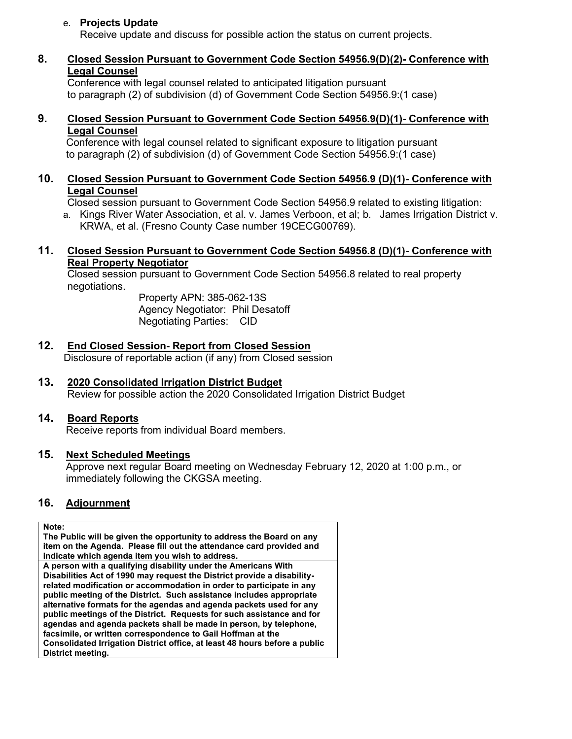e. **Projects Update**
   Receive update and discuss for possible action the status on current projects.

**8. <u>Closed Session Pursuant to Government Code Section 54956.9(D)(2)- Conference with Legal Counsel</u>**
Conference with legal counsel related to anticipated litigation pursuant to paragraph (2) of subdivision (d) of Government Code Section 54956.9:(1 case)

**9. <u>Closed Session Pursuant to Government Code Section 54956.9(D)(1)- Conference with Legal Counsel</u>**
Conference with legal counsel related to significant exposure to litigation pursuant to paragraph (2) of subdivision (d) of Government Code Section 54956.9:(1 case)

**10. <u>Closed Session Pursuant to Government Code Section 54956.9 (D)(1)- Conference with Legal Counsel</u>**
Closed session pursuant to Government Code Section 54956.9 related to existing litigation:

a. Kings River Water Association, et al. v. James Verboon, et al; b. James Irrigation District v. KRWA, et al. (Fresno County Case number 19CECG00769).

**11. <u>Closed Session Pursuant to Government Code Section 54956.8 (D)(1)- Conference with Real Property Negotiator</u>**
Closed session pursuant to Government Code Section 54956.8 related to real property negotiations.

Property APN: 385-062-13S
Agency Negotiator: Phil Desatoff
Negotiating Parties: CID

**12. <u>End Closed Session- Report from Closed Session</u>**
Disclosure of reportable action (if any) from Closed session

**13. <u>2020 Consolidated Irrigation District Budget</u>**
Review for possible action the 2020 Consolidated Irrigation District Budget

**14. <u>Board Reports</u>**
Receive reports from individual Board members.

**15. <u>Next Scheduled Meetings</u>**
Approve next regular Board meeting on Wednesday February 12, 2020 at 1:00 p.m., or immediately following the CKGSA meeting.

**16. <u>Adjournment</u>**

**Note:**
**The Public will be given the opportunity to address the Board on any item on the Agenda. Please fill out the attendance card provided and indicate which agenda item you wish to address.**

**A person with a qualifying disability under the Americans With Disabilities Act of 1990 may request the District provide a disability-related modification or accommodation in order to participate in any public meeting of the District. Such assistance includes appropriate alternative formats for the agendas and agenda packets used for any public meetings of the District. Requests for such assistance and for agendas and agenda packets shall be made in person, by telephone, facsimile, or written correspondence to Gail Hoffman at the Consolidated Irrigation District office, at least 48 hours before a public District meeting.**